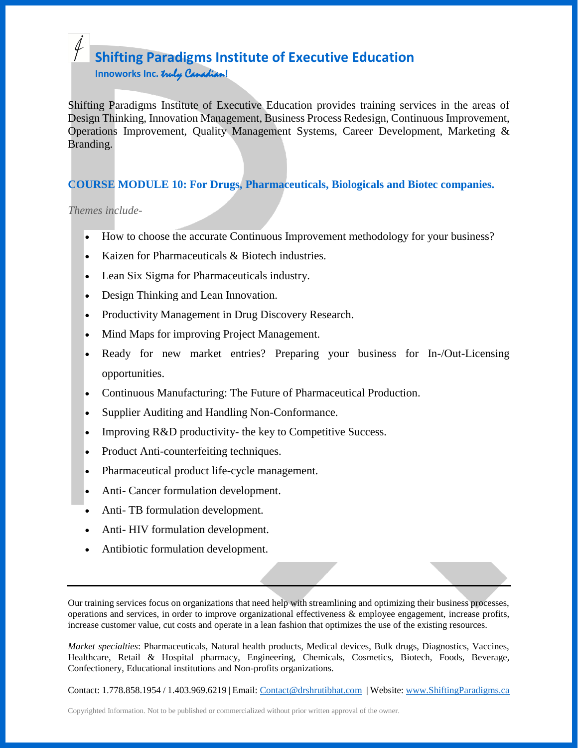# Shifting Paradigms Institute of Executive Education

**Innoworks Inc.** *truly Canadian***!**

Shifting Paradigms Institute of Executive Education provides training services in the areas of Design Thinking, Innovation Management, Business Process Redesign, Continuous Improvement, Operations Improvement, Quality Management Systems, Career Development, Marketing & Branding.

## COURSE MODULE 10: For Drugs, Pharmaceuticals, Biologicals and Biotec companies.

*Themes include-*

- How to choose the accurate Continuous Improvement methodology for your business?
- Kaizen for Pharmaceuticals & Biotech industries.
- Lean Six Sigma for Pharmaceuticals industry.
- Design Thinking and Lean Innovation.
- Productivity Management in Drug Discovery Research.
- Mind Maps for improving Project Management.
- Ready for new market entries? Preparing your business for In-/Out-Licensing opportunities.
- Continuous Manufacturing: The Future of Pharmaceutical Production.
- Supplier Auditing and Handling Non-Conformance.
- Improving R&D productivity- the key to Competitive Success.
- Product Anti-counterfeiting techniques.
- Pharmaceutical product life-cycle management.
- Anti- Cancer formulation development.
- Anti- TB formulation development.
- Anti- HIV formulation development.
- Antibiotic formulation development.

---

Our training services focus on organizations that need help with streamlining and optimizing their business processes, operations and services, in order to improve organizational effectiveness & employee engagement, increase profits, increase customer value, cut costs and operate in a lean fashion that optimizes the use of the existing resources.

*Market specialties*: Pharmaceuticals, Natural health products, Medical devices, Bulk drugs, Diagnostics, Vaccines, Healthcare, Retail & Hospital pharmacy, Engineering, Chemicals, Cosmetics, Biotech, Foods, Beverage, Confectionery, Educational institutions and Non-profits organizations.

Contact: 1.778.858.1954 / 1.403.969.6219 | Email: Contact@drshrutibhat.com | Website: www.ShiftingParadigms.ca

Copyrighted Information. Not to be published or commercialized without prior written approval of the owner.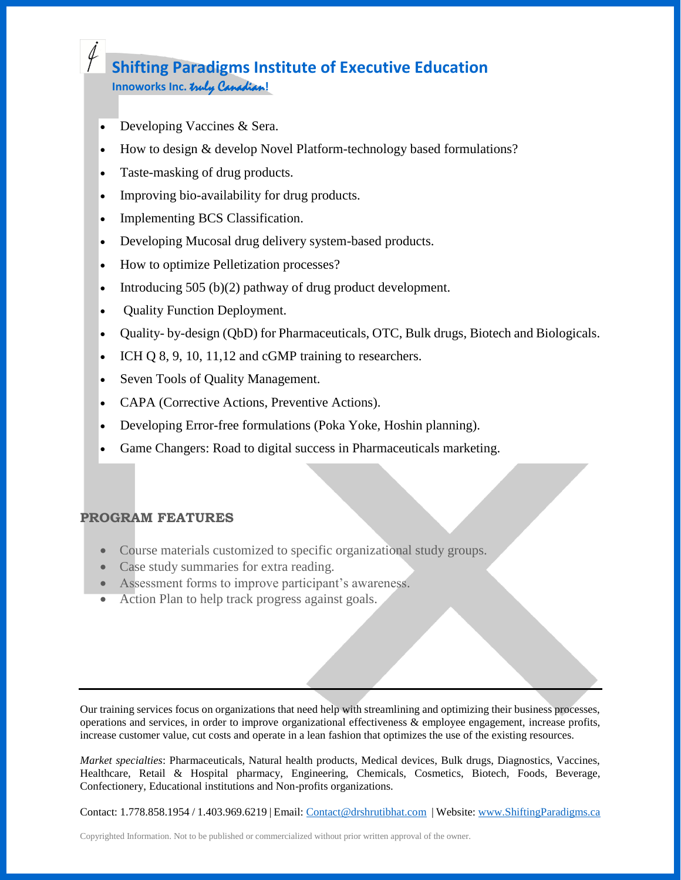- Developing Vaccines & Sera.
- How to design & develop Novel Platform-technology based formulations?
- Taste-masking of drug products.
- Improving bio-availability for drug products.
- Implementing BCS Classification.
- Developing Mucosal drug delivery system-based products.
- How to optimize Pelletization processes?
- Introducing 505 (b)(2) pathway of drug product development.
- Quality Function Deployment.
- Quality- by-design (QbD) for Pharmaceuticals, OTC, Bulk drugs, Biotech and Biologicals.
- ICH Q 8, 9, 10, 11,12 and cGMP training to researchers.
- Seven Tools of Quality Management.
- CAPA (Corrective Actions, Preventive Actions).
- Developing Error-free formulations (Poka Yoke, Hoshin planning).
- Game Changers: Road to digital success in Pharmaceuticals marketing.

## PROGRAM FEATURES

- Course materials customized to specific organizational study groups.
- Case study summaries for extra reading.
- Assessment forms to improve participant's awareness.
- Action Plan to help track progress against goals.

---

Our training services focus on organizations that need help with streamlining and optimizing their business processes, operations and services, in order to improve organizational effectiveness & employee engagement, increase profits, increase customer value, cut costs and operate in a lean fashion that optimizes the use of the existing resources.

*Market specialties*: Pharmaceuticals, Natural health products, Medical devices, Bulk drugs, Diagnostics, Vaccines, Healthcare, Retail & Hospital pharmacy, Engineering, Chemicals, Cosmetics, Biotech, Foods, Beverage, Confectionery, Educational institutions and Non-profits organizations.

Contact: 1.778.858.1954 / 1.403.969.6219 | Email: Contact@drshrutibhat.com | Website: www.ShiftingParadigms.ca

Copyrighted Information. Not to be published or commercialized without prior written approval of the owner.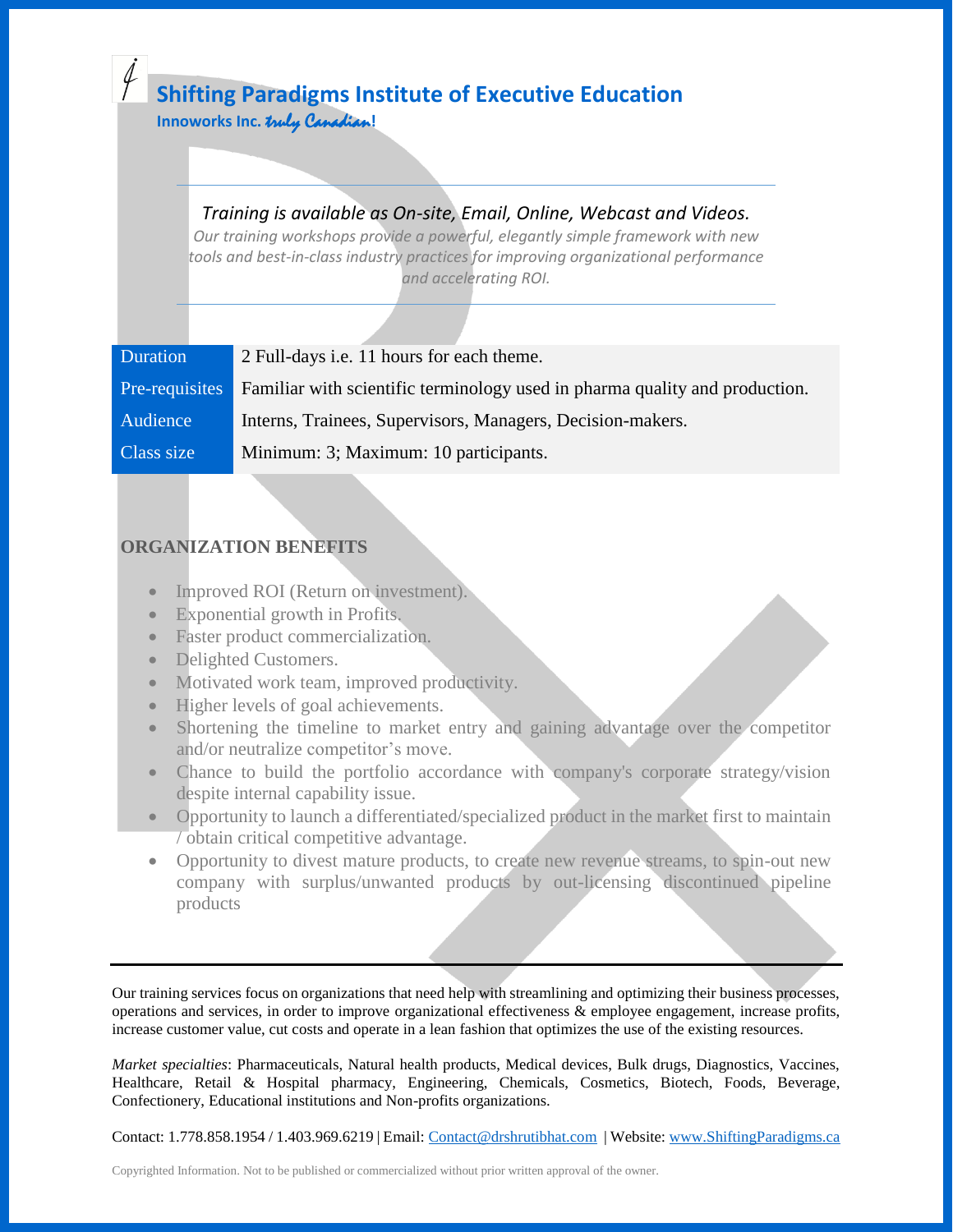## Shifting Paradigms Institute of Executive Education

**Innoworks Inc.** *truly Canadian*!

---

*Training is available as On-site, Email, Online, Webcast and Videos.*

*Our training workshops provide a powerful, elegantly simple framework with new tools and best-in-class industry practices for improving organizational performance and accelerating ROI.*

---

| | |
|---|---|
| Duration | 2 Full-days i.e. 11 hours for each theme. |
| Pre-requisites | Familiar with scientific terminology used in pharma quality and production. |
| Audience | Interns, Trainees, Supervisors, Managers, Decision-makers. |
| Class size | Minimum: 3; Maximum: 10 participants. |

### ORGANIZATION BENEFITS

- Improved ROI (Return on investment).
- Exponential growth in Profits.
- Faster product commercialization.
- Delighted Customers.
- Motivated work team, improved productivity.
- Higher levels of goal achievements.
- Shortening the timeline to market entry and gaining advantage over the competitor and/or neutralize competitor's move.
- Chance to build the portfolio accordance with company's corporate strategy/vision despite internal capability issue.
- Opportunity to launch a differentiated/specialized product in the market first to maintain / obtain critical competitive advantage.
- Opportunity to divest mature products, to create new revenue streams, to spin-out new company with surplus/unwanted products by out-licensing discontinued pipeline products

---

Our training services focus on organizations that need help with streamlining and optimizing their business processes, operations and services, in order to improve organizational effectiveness & employee engagement, increase profits, increase customer value, cut costs and operate in a lean fashion that optimizes the use of the existing resources.

*Market specialties*: Pharmaceuticals, Natural health products, Medical devices, Bulk drugs, Diagnostics, Vaccines, Healthcare, Retail & Hospital pharmacy, Engineering, Chemicals, Cosmetics, Biotech, Foods, Beverage, Confectionery, Educational institutions and Non-profits organizations.

Contact: 1.778.858.1954 / 1.403.969.6219 | Email: Contact@drshrutibhat.com | Website: www.ShiftingParadigms.ca

Copyrighted Information. Not to be published or commercialized without prior written approval of the owner.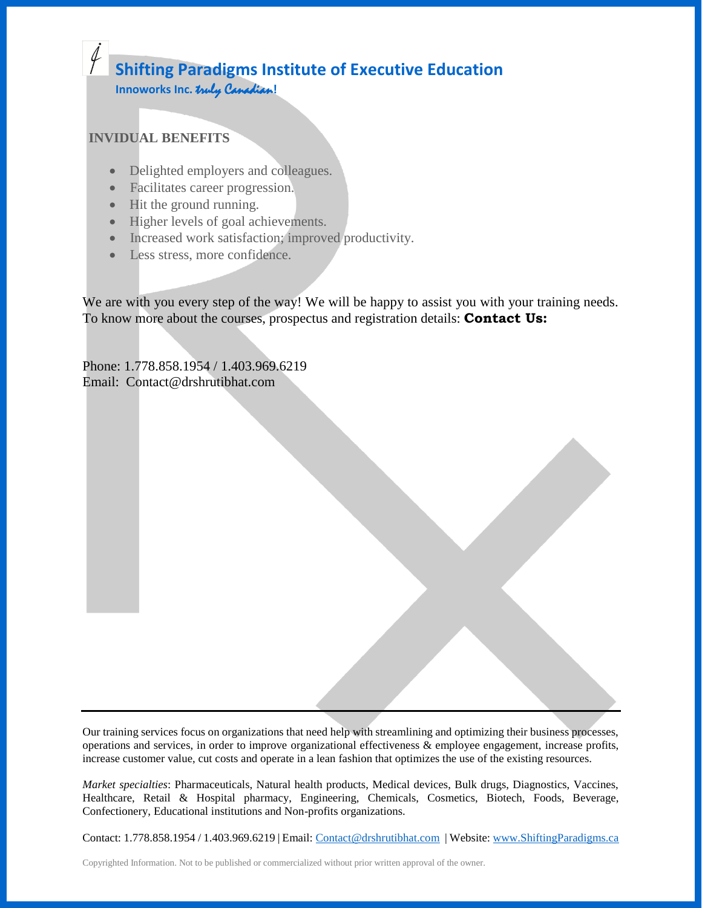# Shifting Paradigms Institute of Executive Education

**Innoworks Inc.** *truly Canadian*!

## INVIDUAL BENEFITS

- Delighted employers and colleagues.
- Facilitates career progression.
- Hit the ground running.
- Higher levels of goal achievements.
- Increased work satisfaction; improved productivity.
- Less stress, more confidence.

We are with you every step of the way! We will be happy to assist you with your training needs. To know more about the courses, prospectus and registration details: **Contact Us:**

Phone: 1.778.858.1954 / 1.403.969.6219
Email: Contact@drshrutibhat.com

---

Our training services focus on organizations that need help with streamlining and optimizing their business processes, operations and services, in order to improve organizational effectiveness & employee engagement, increase profits, increase customer value, cut costs and operate in a lean fashion that optimizes the use of the existing resources.

*Market specialties*: Pharmaceuticals, Natural health products, Medical devices, Bulk drugs, Diagnostics, Vaccines, Healthcare, Retail & Hospital pharmacy, Engineering, Chemicals, Cosmetics, Biotech, Foods, Beverage, Confectionery, Educational institutions and Non-profits organizations.

Contact: 1.778.858.1954 / 1.403.969.6219 | Email: Contact@drshrutibhat.com | Website: www.ShiftingParadigms.ca

Copyrighted Information. Not to be published or commercialized without prior written approval of the owner.